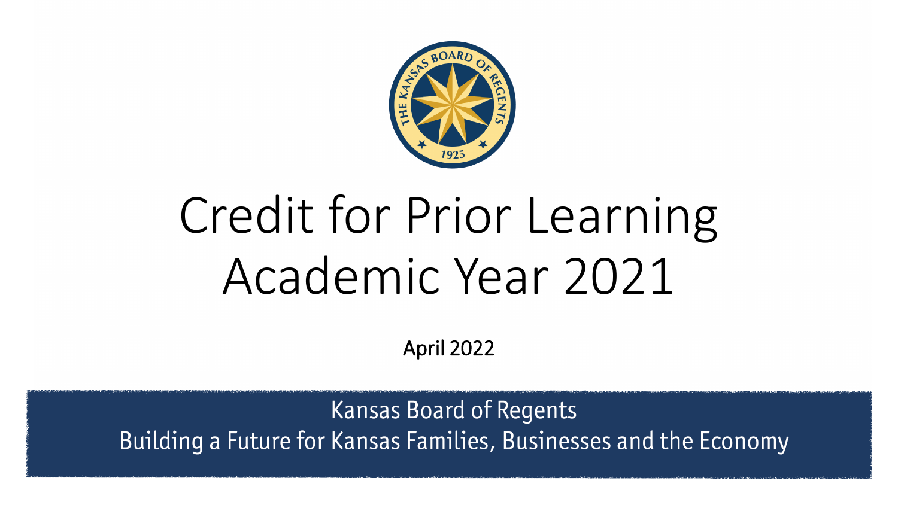# Credit for Prior Learning Academic Year 2021

April 2022

Kansas Board of Regents

Building a Future for Kansas Families, Businesses and the Economy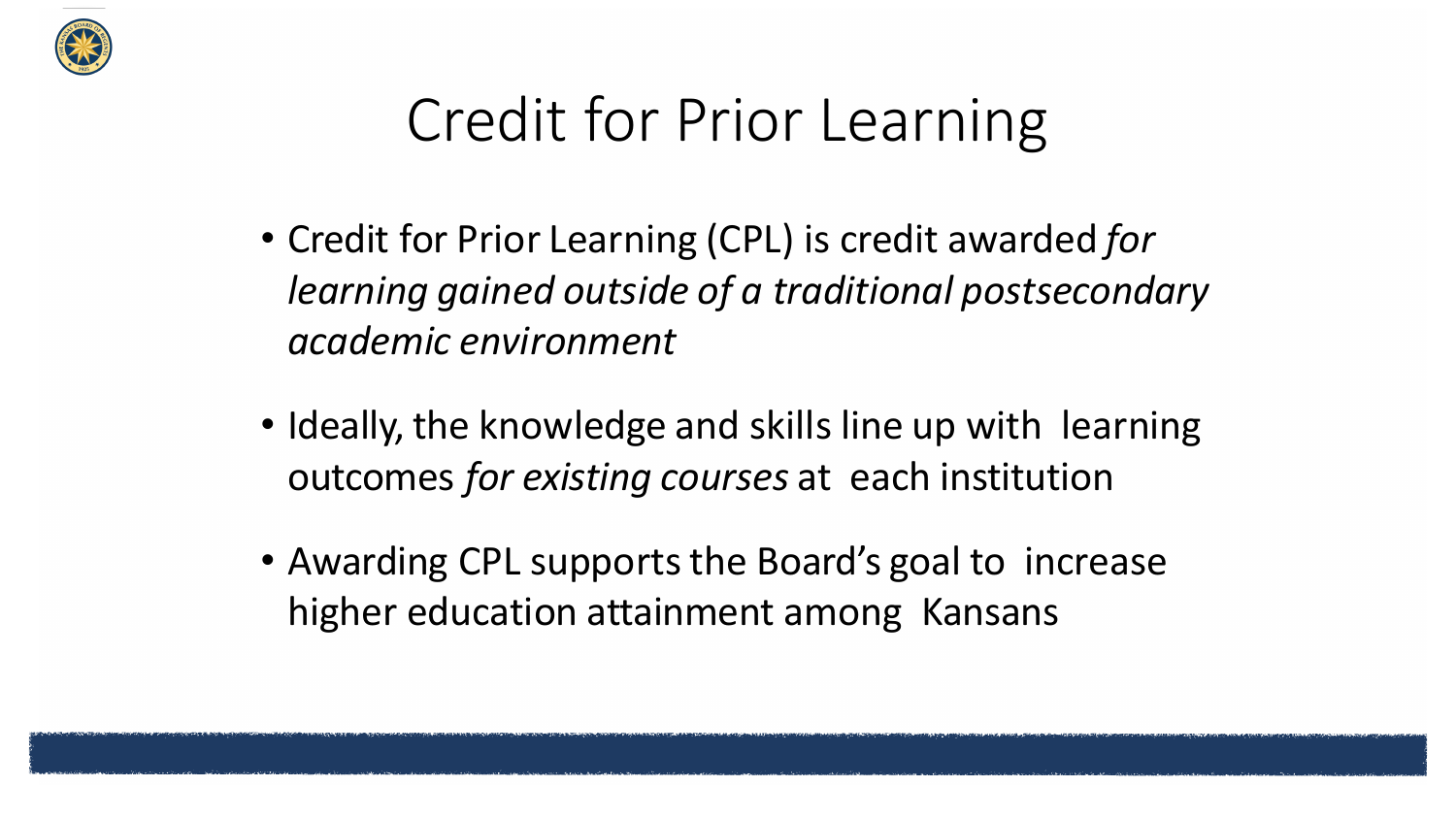# Credit for Prior Learning

- Credit for Prior Learning (CPL) is credit awarded *for learning gained outside of a traditional postsecondary academic environment*
- Ideally, the knowledge and skills line up with learning outcomes *for existing courses* at each institution
- Awarding CPL supports the Board's goal to increase higher education attainment among Kansans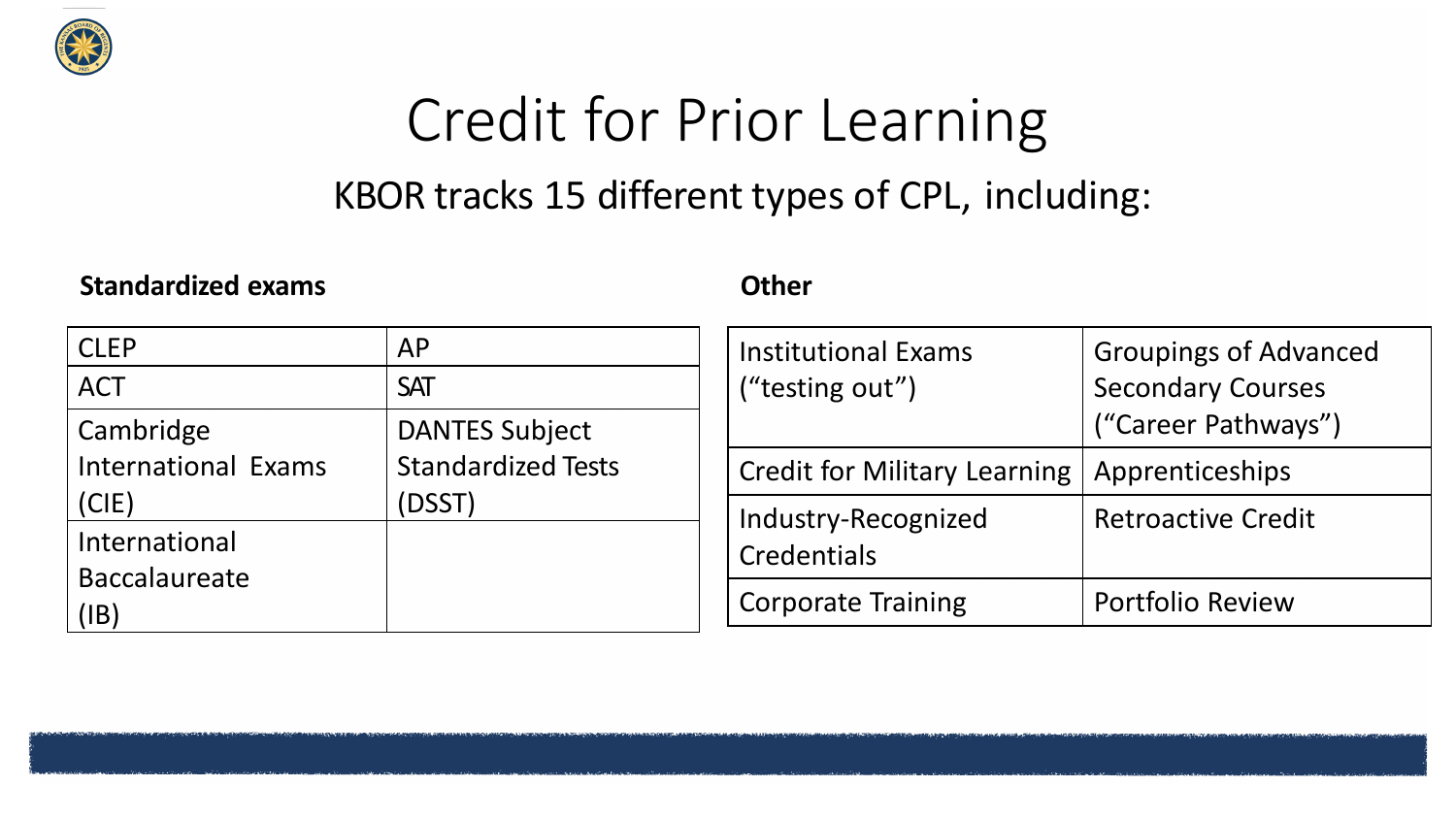# Credit for Prior Learning

## KBOR tracks 15 different types of CPL, including:

**Standardized exams**

| CLEP | AP |
|---|---|
| ACT | SAT |
| Cambridge International Exams (CIE) | DANTES Subject Standardized Tests (DSST) |
| International Baccalaureate (IB) | |

**Other**

| Institutional Exams (“testing out”) | Groupings of Advanced Secondary Courses (“Career Pathways”) |
|---|---|
| Credit for Military Learning | Apprenticeships |
| Industry-Recognized Credentials | Retroactive Credit |
| Corporate Training | Portfolio Review |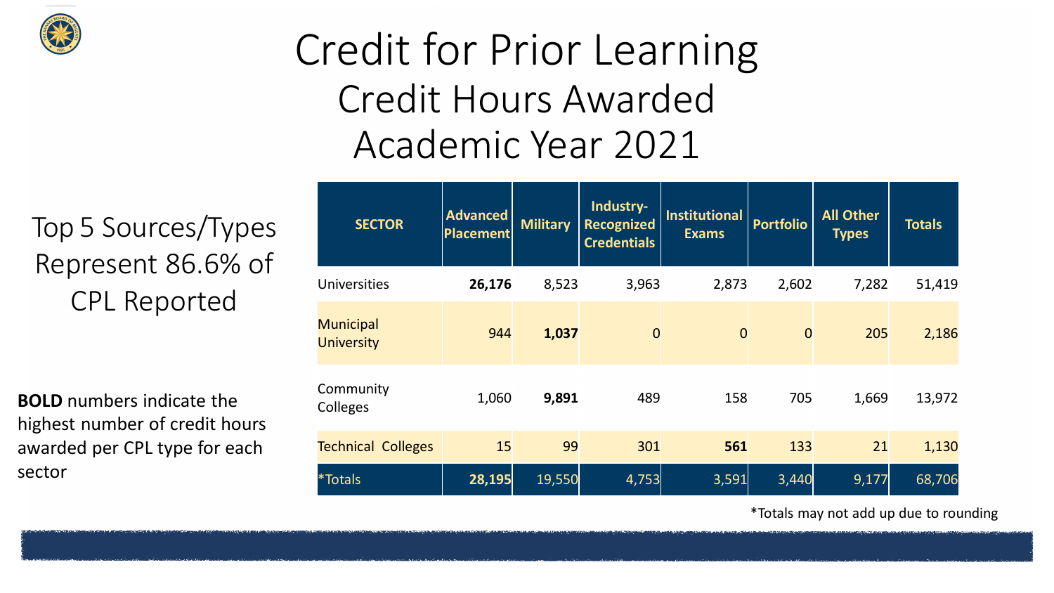# Credit for Prior Learning

## Credit Hours Awarded

## Academic Year 2021

Top 5 Sources/Types Represent 86.6% of CPL Reported

**BOLD** numbers indicate the highest number of credit hours awarded per CPL type for each sector

| SECTOR | Advanced Placement | Military | Industry-Recognized Credentials | Institutional Exams | Portfolio | All Other Types | Totals |
|---|---|---|---|---|---|---|---|
| Universities | **26,176** | 8,523 | 3,963 | 2,873 | 2,602 | 7,282 | 51,419 |
| Municipal University | 944 | **1,037** | 0 | 0 | 0 | 205 | 2,186 |
| Community Colleges | 1,060 | **9,891** | 489 | 158 | 705 | 1,669 | 13,972 |
| Technical Colleges | 15 | 99 | 301 | **561** | 133 | 21 | 1,130 |
| *Totals | **28,195** | 19,550 | 4,753 | 3,591 | 3,440 | 9,177 | 68,706 |

*Totals may not add up due to rounding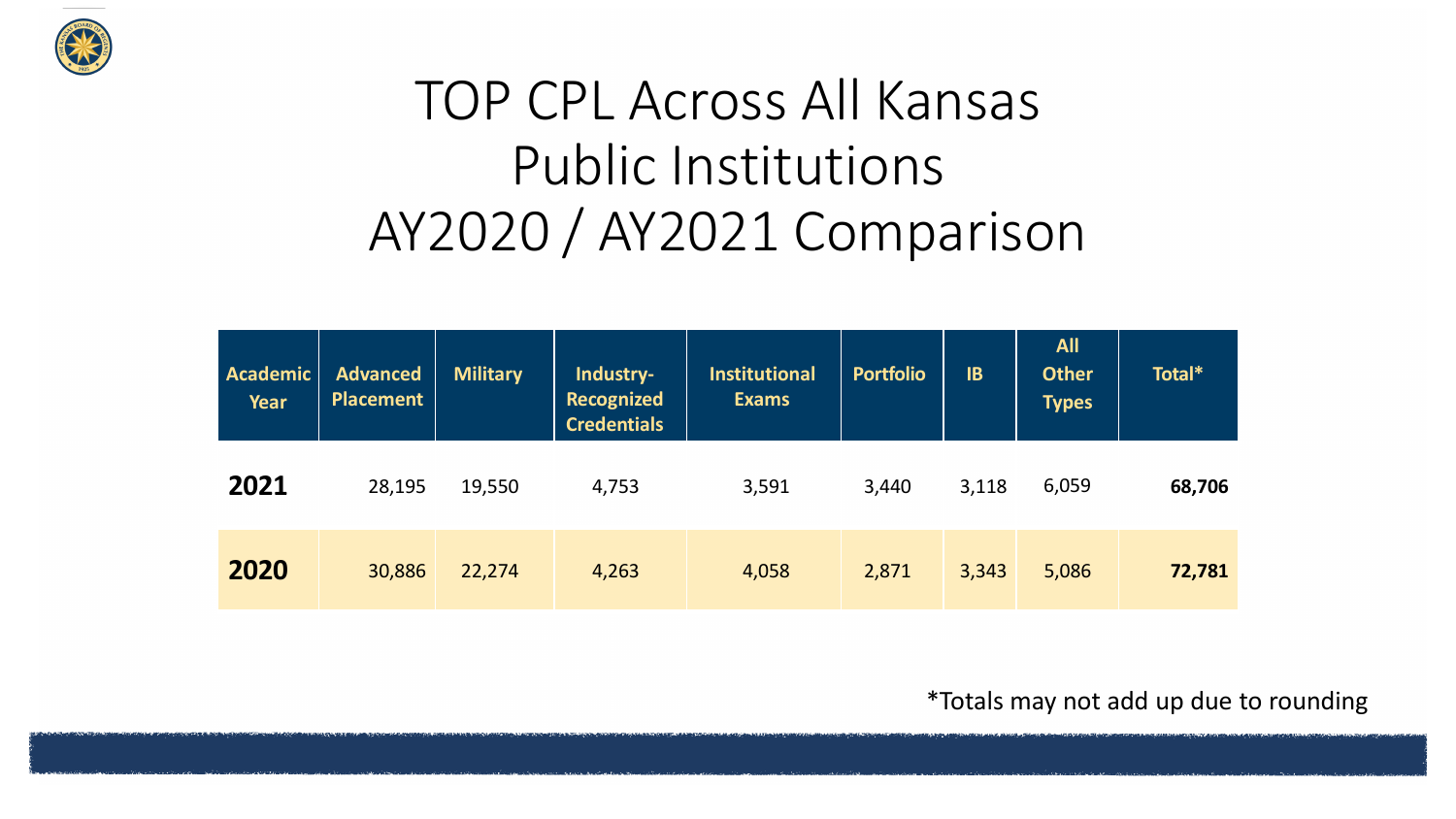# TOP CPL Across All Kansas Public Institutions AY2020 / AY2021 Comparison

| Academic Year | Advanced Placement | Military | Industry-Recognized Credentials | Institutional Exams | Portfolio | IB | All Other Types | Total* |
|---|---|---|---|---|---|---|---|---|
| **2021** | 28,195 | 19,550 | 4,753 | 3,591 | 3,440 | 3,118 | 6,059 | **68,706** |
| **2020** | 30,886 | 22,274 | 4,263 | 4,058 | 2,871 | 3,343 | 5,086 | **72,781** |

*Totals may not add up due to rounding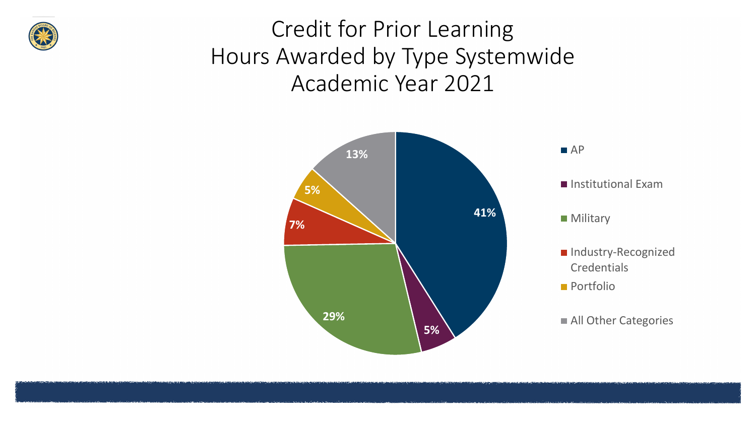# Credit for Prior Learning
# Hours Awarded by Type Systemwide
# Academic Year 2021

| Type | Percentage |
| --- | --- |
| AP | 41% |
| Institutional Exam | 5% |
| Military | 29% |
| Industry-Recognized Credentials | 7% |
| Portfolio | 5% |
| All Other Categories | 13% |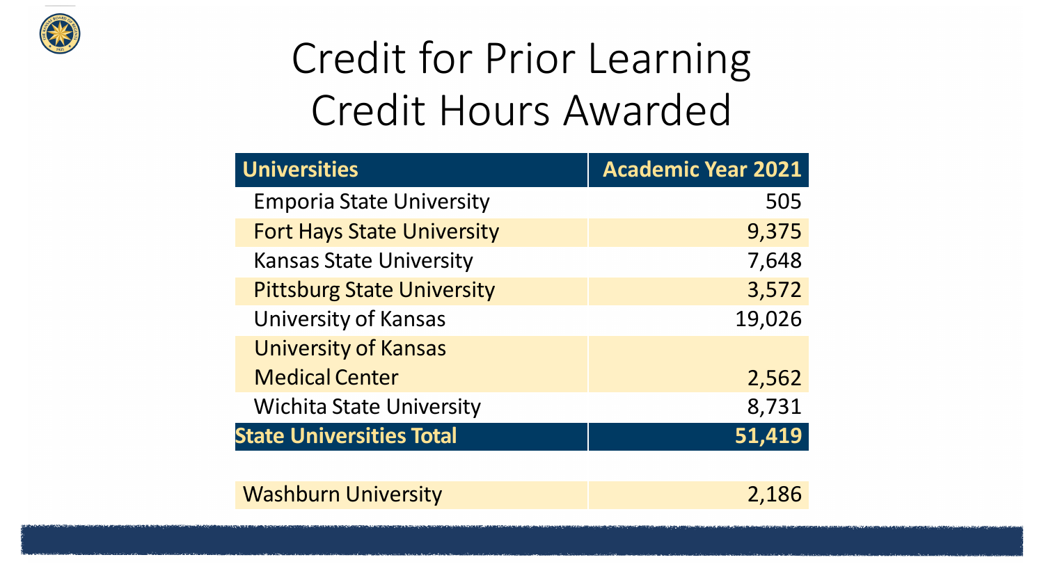# Credit for Prior Learning Credit Hours Awarded

| Universities | Academic Year 2021 |
|---|---|
| Emporia State University | 505 |
| Fort Hays State University | 9,375 |
| Kansas State University | 7,648 |
| Pittsburg State University | 3,572 |
| University of Kansas | 19,026 |
| University of Kansas Medical Center | 2,562 |
| Wichita State University | 8,731 |
| **State Universities Total** | **51,419** |
| | |
| Washburn University | 2,186 |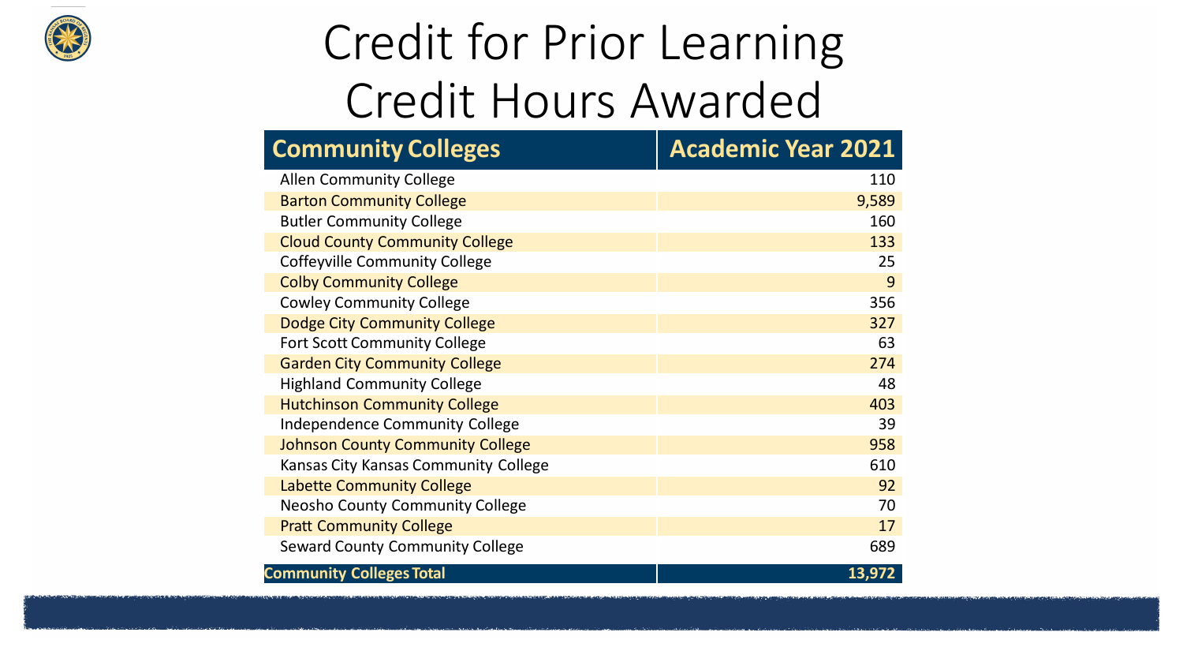# Credit for Prior Learning Credit Hours Awarded

| Community Colleges | Academic Year 2021 |
|---|---|
| Allen Community College | 110 |
| Barton Community College | 9,589 |
| Butler Community College | 160 |
| Cloud County Community College | 133 |
| Coffeyville Community College | 25 |
| Colby Community College | 9 |
| Cowley Community College | 356 |
| Dodge City Community College | 327 |
| Fort Scott Community College | 63 |
| Garden City Community College | 274 |
| Highland Community College | 48 |
| Hutchinson Community College | 403 |
| Independence Community College | 39 |
| Johnson County Community College | 958 |
| Kansas City Kansas Community College | 610 |
| Labette Community College | 92 |
| Neosho County Community College | 70 |
| Pratt Community College | 17 |
| Seward County Community College | 689 |
| **Community Colleges Total** | **13,972** |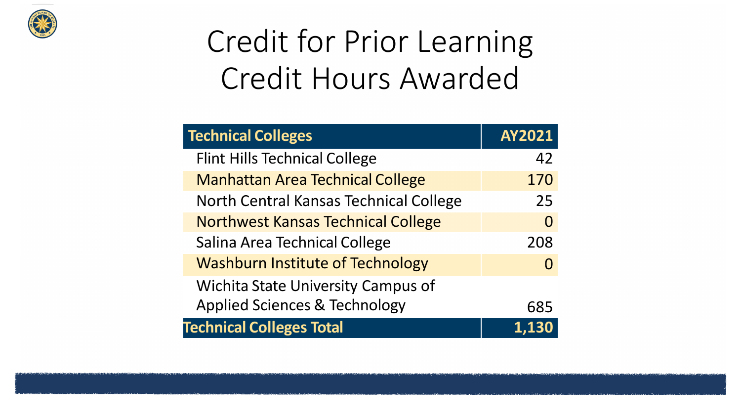# Credit for Prior Learning Credit Hours Awarded

| Technical Colleges | AY2021 |
|---|---|
| Flint Hills Technical College | 42 |
| Manhattan Area Technical College | 170 |
| North Central Kansas Technical College | 25 |
| Northwest Kansas Technical College | 0 |
| Salina Area Technical College | 208 |
| Washburn Institute of Technology | 0 |
| Wichita State University Campus of Applied Sciences & Technology | 685 |
| **Technical Colleges Total** | **1,130** |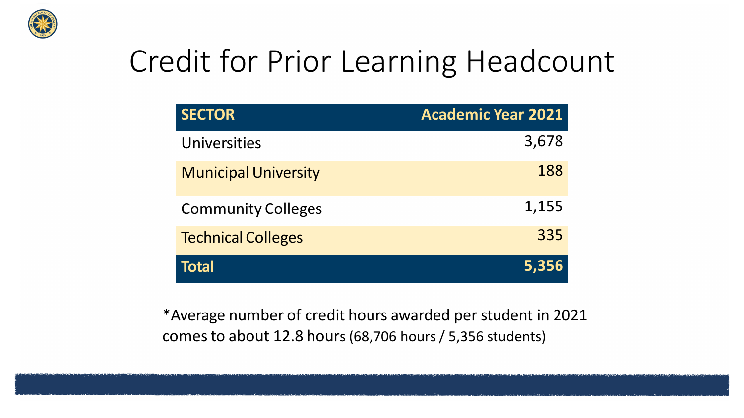# Credit for Prior Learning Headcount

| SECTOR | Academic Year 2021 |
|---|---:|
| Universities | 3,678 |
| Municipal University | 188 |
| Community Colleges | 1,155 |
| Technical Colleges | 335 |
| **Total** | **5,356** |

*Average number of credit hours awarded per student in 2021 comes to about 12.8 hours (68,706 hours / 5,356 students)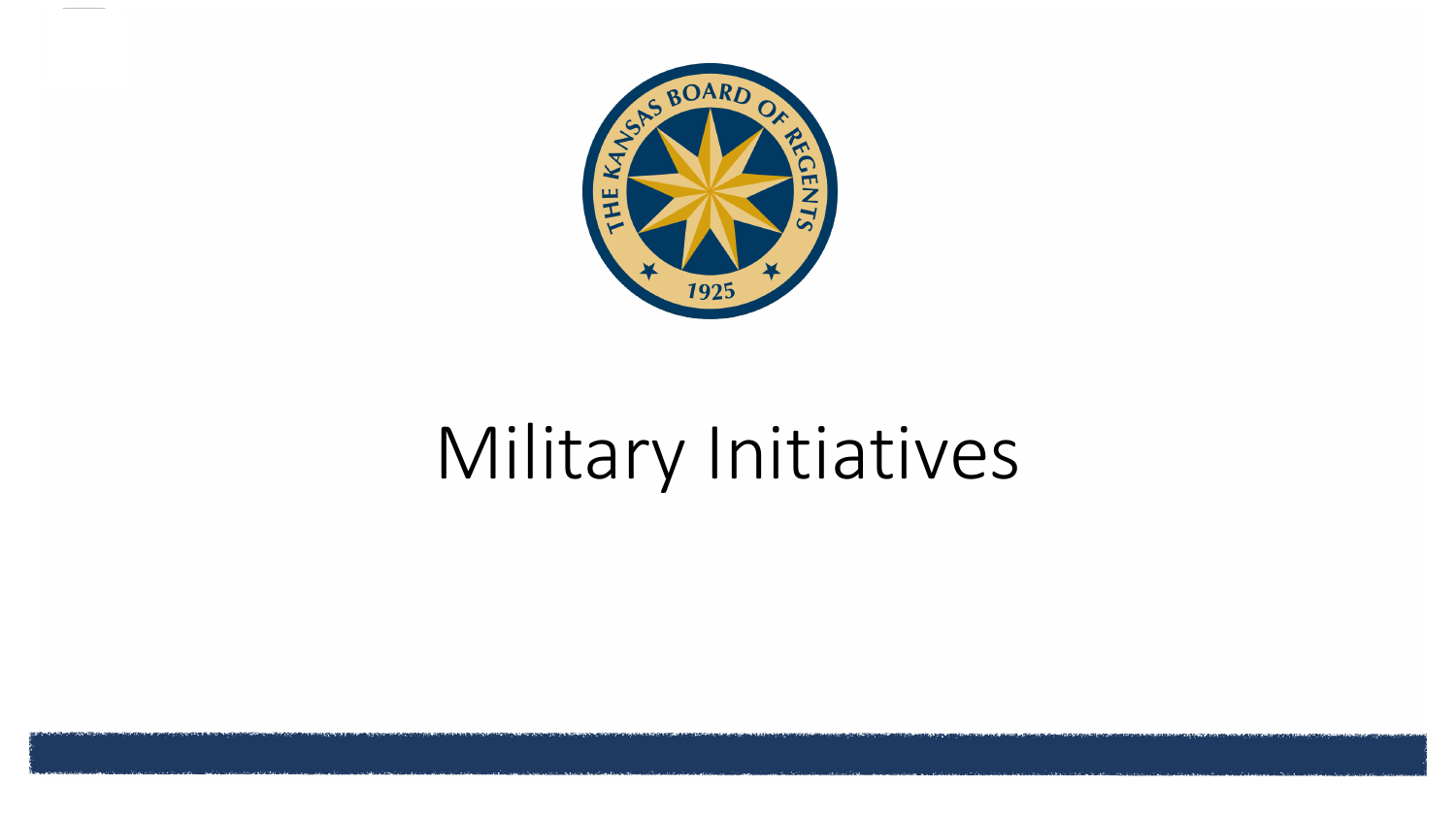# Military Initiatives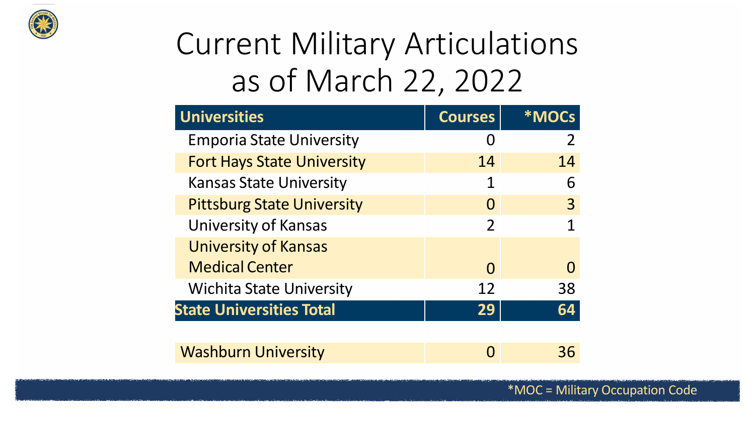# Current Military Articulations as of March 22, 2022

| Universities | Courses | *MOCs |
|---|---|---|
| Emporia State University | 0 | 2 |
| Fort Hays State University | 14 | 14 |
| Kansas State University | 1 | 6 |
| Pittsburg State University | 0 | 3 |
| University of Kansas | 2 | 1 |
| University of Kansas Medical Center | 0 | 0 |
| Wichita State University | 12 | 38 |
| **State Universities Total** | **29** | **64** |
| | | |
| Washburn University | 0 | 36 |

*MOC = Military Occupation Code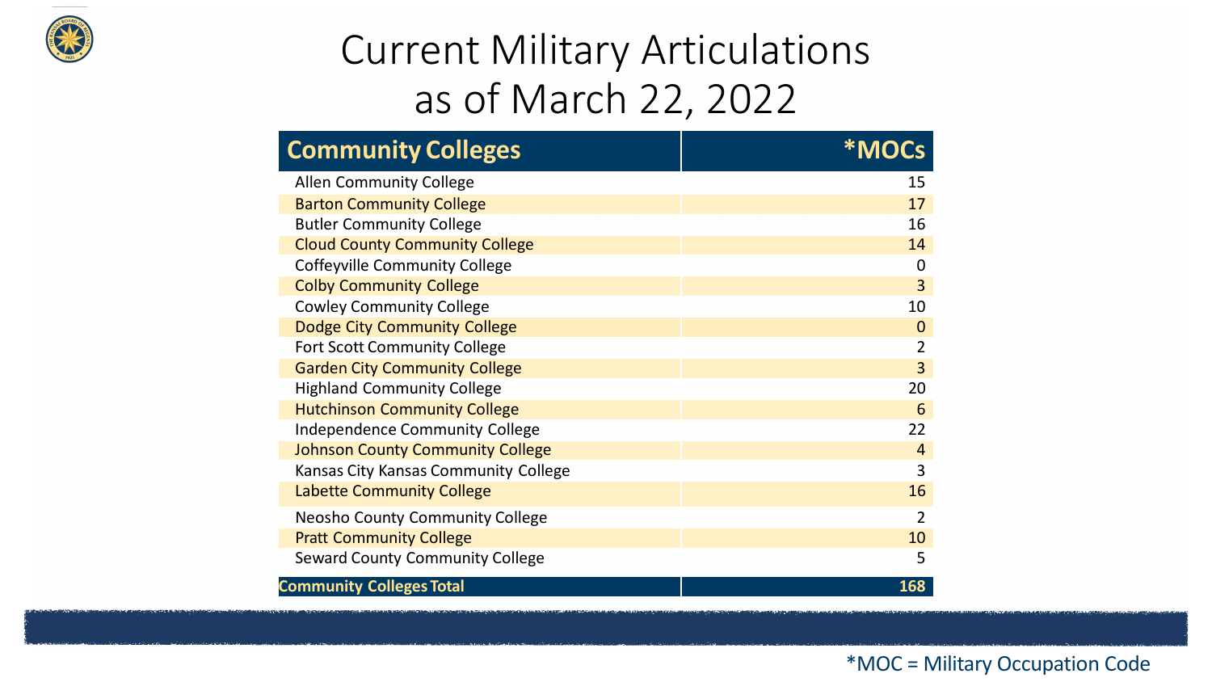# Current Military Articulations as of March 22, 2022

| Community Colleges | *MOCs |
|---|---|
| Allen Community College | 15 |
| Barton Community College | 17 |
| Butler Community College | 16 |
| Cloud County Community College | 14 |
| Coffeyville Community College | 0 |
| Colby Community College | 3 |
| Cowley Community College | 10 |
| Dodge City Community College | 0 |
| Fort Scott Community College | 2 |
| Garden City Community College | 3 |
| Highland Community College | 20 |
| Hutchinson Community College | 6 |
| Independence Community College | 22 |
| Johnson County Community College | 4 |
| Kansas City Kansas Community College | 3 |
| Labette Community College | 16 |
| Neosho County Community College | 2 |
| Pratt Community College | 10 |
| Seward County Community College | 5 |
| **Community Colleges Total** | **168** |

*MOC = Military Occupation Code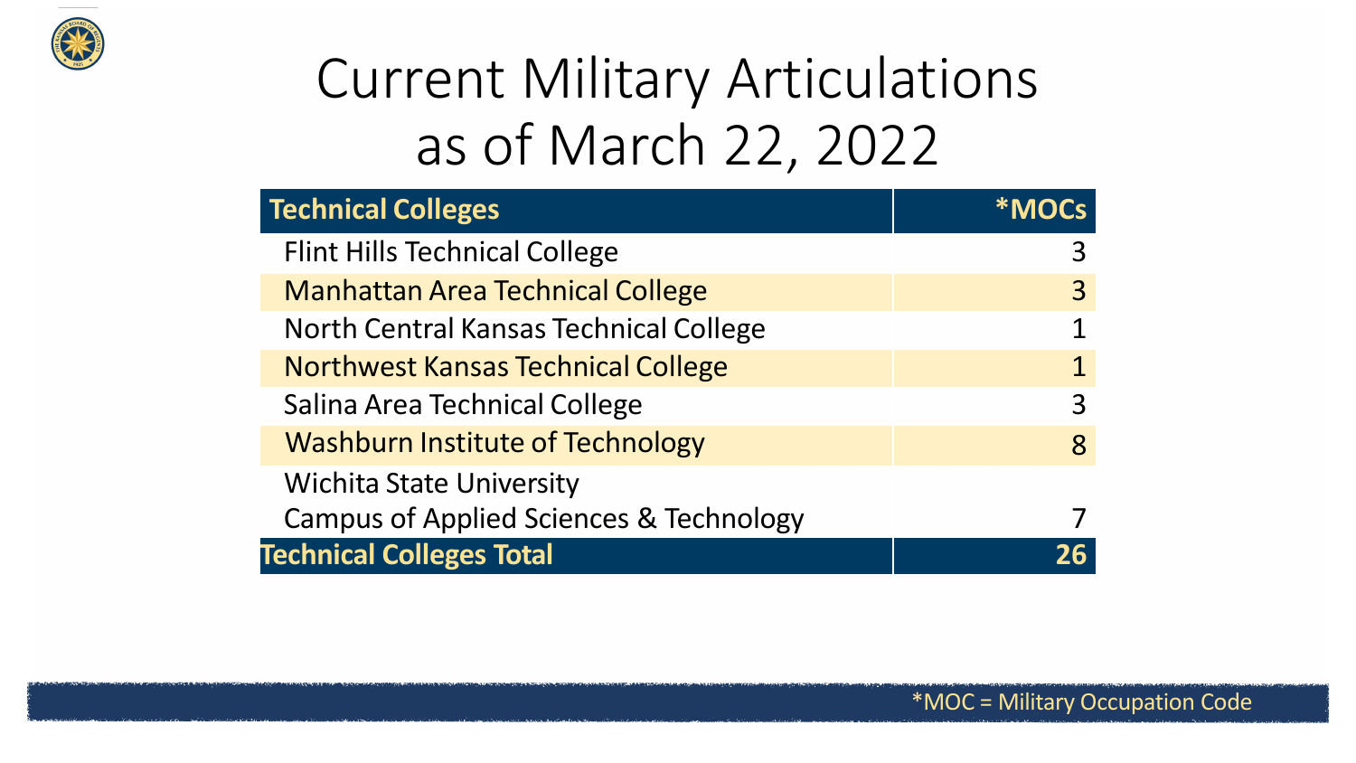# Current Military Articulations as of March 22, 2022

| Technical Colleges | *MOCs |
|---|---|
| Flint Hills Technical College | 3 |
| Manhattan Area Technical College | 3 |
| North Central Kansas Technical College | 1 |
| Northwest Kansas Technical College | 1 |
| Salina Area Technical College | 3 |
| Washburn Institute of Technology | 8 |
| Wichita State University Campus of Applied Sciences & Technology | 7 |
| **Technical Colleges Total** | **26** |

*MOC = Military Occupation Code